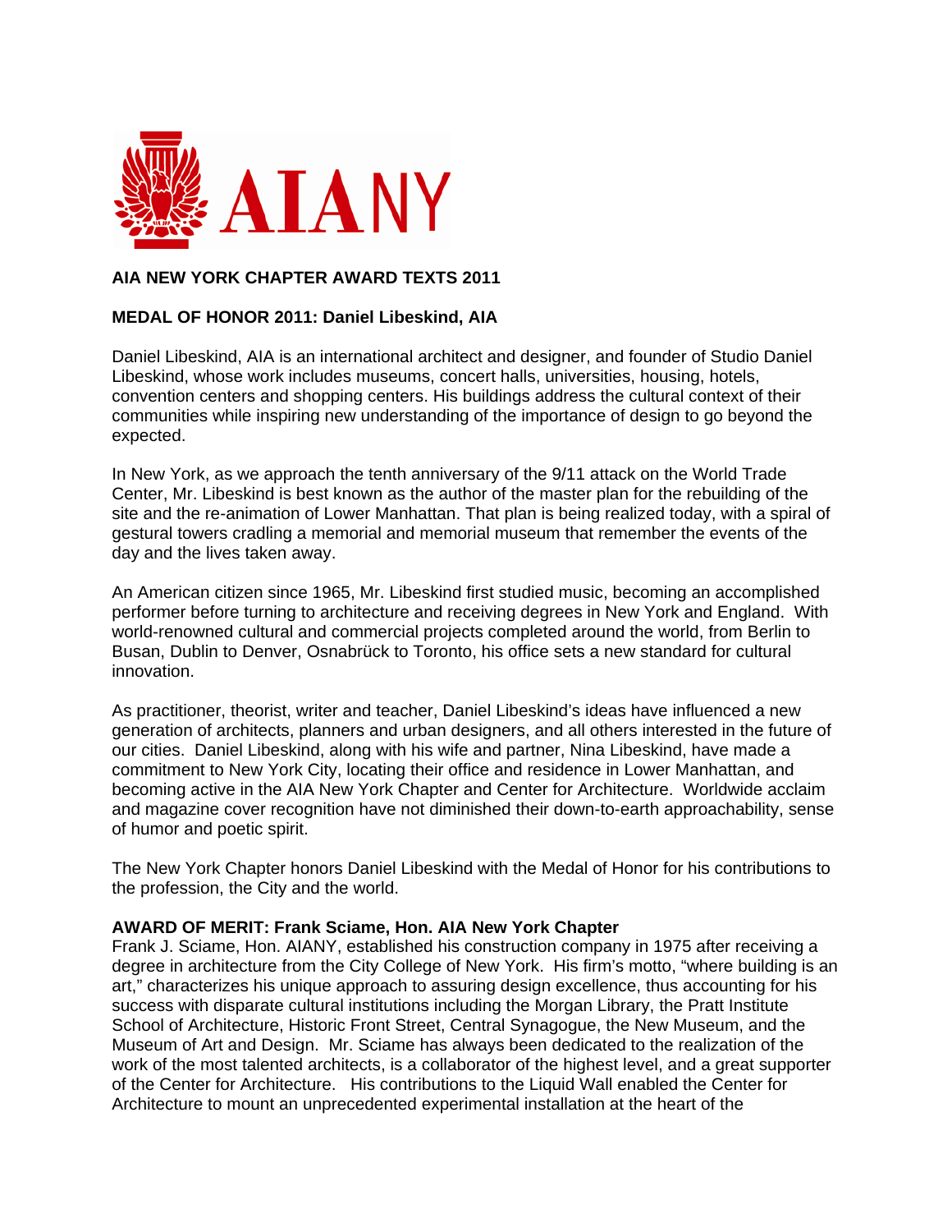AIANY

# AIA NEW YORK CHAPTER AWARD TEXTS 2011

## MEDAL OF HONOR 2011: Daniel Libeskind, AIA

Daniel Libeskind, AIA is an international architect and designer, and founder of Studio Daniel Libeskind, whose work includes museums, concert halls, universities, housing, hotels, convention centers and shopping centers. His buildings address the cultural context of their communities while inspiring new understanding of the importance of design to go beyond the expected.

In New York, as we approach the tenth anniversary of the 9/11 attack on the World Trade Center, Mr. Libeskind is best known as the author of the master plan for the rebuilding of the site and the re-animation of Lower Manhattan. That plan is being realized today, with a spiral of gestural towers cradling a memorial and memorial museum that remember the events of the day and the lives taken away.

An American citizen since 1965, Mr. Libeskind first studied music, becoming an accomplished performer before turning to architecture and receiving degrees in New York and England. With world-renowned cultural and commercial projects completed around the world, from Berlin to Busan, Dublin to Denver, Osnabrück to Toronto, his office sets a new standard for cultural innovation.

As practitioner, theorist, writer and teacher, Daniel Libeskind's ideas have influenced a new generation of architects, planners and urban designers, and all others interested in the future of our cities. Daniel Libeskind, along with his wife and partner, Nina Libeskind, have made a commitment to New York City, locating their office and residence in Lower Manhattan, and becoming active in the AIA New York Chapter and Center for Architecture. Worldwide acclaim and magazine cover recognition have not diminished their down-to-earth approachability, sense of humor and poetic spirit.

The New York Chapter honors Daniel Libeskind with the Medal of Honor for his contributions to the profession, the City and the world.

## AWARD OF MERIT: Frank Sciame, Hon. AIA New York Chapter

Frank J. Sciame, Hon. AIANY, established his construction company in 1975 after receiving a degree in architecture from the City College of New York. His firm's motto, "where building is an art," characterizes his unique approach to assuring design excellence, thus accounting for his success with disparate cultural institutions including the Morgan Library, the Pratt Institute School of Architecture, Historic Front Street, Central Synagogue, the New Museum, and the Museum of Art and Design. Mr. Sciame has always been dedicated to the realization of the work of the most talented architects, is a collaborator of the highest level, and a great supporter of the Center for Architecture. His contributions to the Liquid Wall enabled the Center for Architecture to mount an unprecedented experimental installation at the heart of the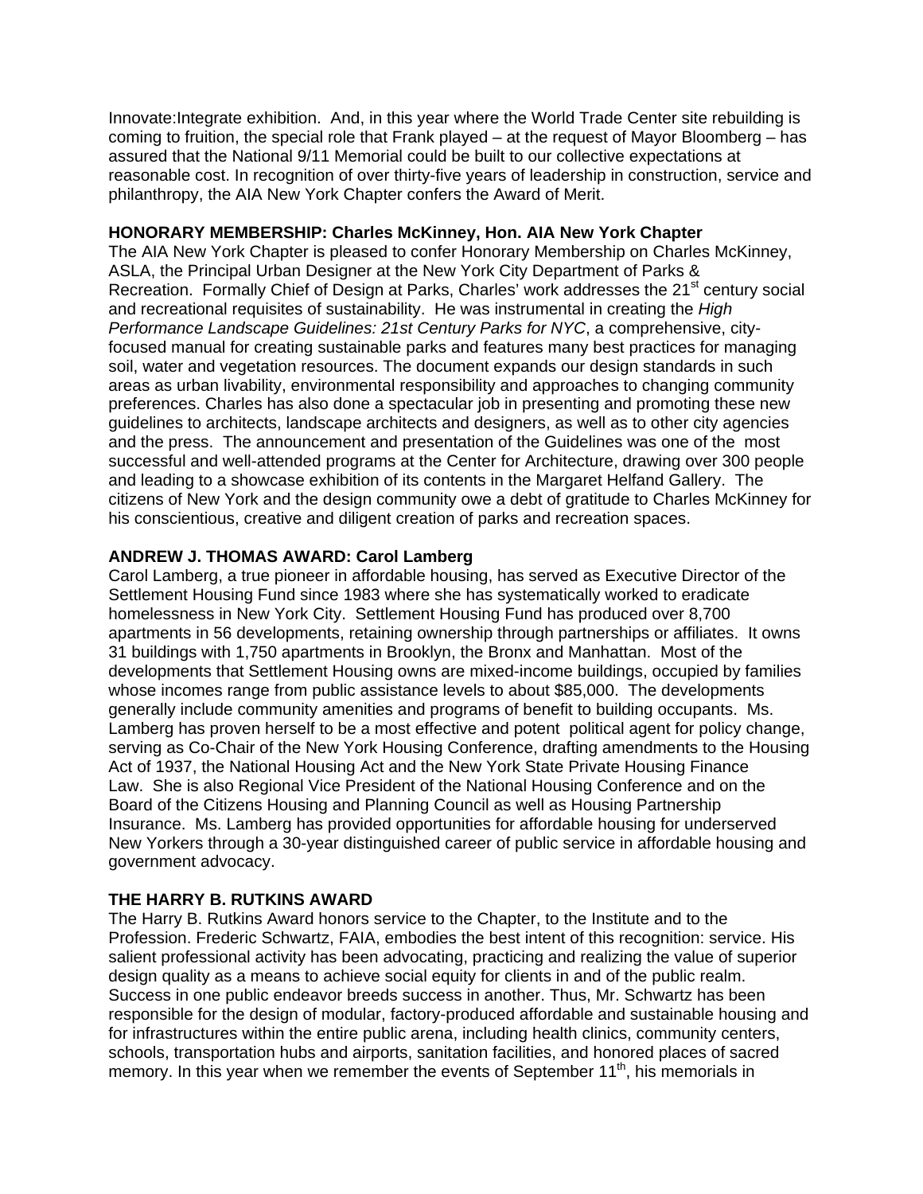Innovate:Integrate exhibition. And, in this year where the World Trade Center site rebuilding is coming to fruition, the special role that Frank played – at the request of Mayor Bloomberg – has assured that the National 9/11 Memorial could be built to our collective expectations at reasonable cost. In recognition of over thirty-five years of leadership in construction, service and philanthropy, the AIA New York Chapter confers the Award of Merit.

**HONORARY MEMBERSHIP: Charles McKinney, Hon. AIA New York Chapter**

The AIA New York Chapter is pleased to confer Honorary Membership on Charles McKinney, ASLA, the Principal Urban Designer at the New York City Department of Parks & Recreation. Formally Chief of Design at Parks, Charles' work addresses the 21st century social and recreational requisites of sustainability. He was instrumental in creating the *High Performance Landscape Guidelines: 21st Century Parks for NYC*, a comprehensive, city-focused manual for creating sustainable parks and features many best practices for managing soil, water and vegetation resources. The document expands our design standards in such areas as urban livability, environmental responsibility and approaches to changing community preferences. Charles has also done a spectacular job in presenting and promoting these new guidelines to architects, landscape architects and designers, as well as to other city agencies and the press. The announcement and presentation of the Guidelines was one of the most successful and well-attended programs at the Center for Architecture, drawing over 300 people and leading to a showcase exhibition of its contents in the Margaret Helfand Gallery. The citizens of New York and the design community owe a debt of gratitude to Charles McKinney for his conscientious, creative and diligent creation of parks and recreation spaces.

**ANDREW J. THOMAS AWARD: Carol Lamberg**

Carol Lamberg, a true pioneer in affordable housing, has served as Executive Director of the Settlement Housing Fund since 1983 where she has systematically worked to eradicate homelessness in New York City. Settlement Housing Fund has produced over 8,700 apartments in 56 developments, retaining ownership through partnerships or affiliates. It owns 31 buildings with 1,750 apartments in Brooklyn, the Bronx and Manhattan. Most of the developments that Settlement Housing owns are mixed-income buildings, occupied by families whose incomes range from public assistance levels to about $85,000. The developments generally include community amenities and programs of benefit to building occupants. Ms. Lamberg has proven herself to be a most effective and potent political agent for policy change, serving as Co-Chair of the New York Housing Conference, drafting amendments to the Housing Act of 1937, the National Housing Act and the New York State Private Housing Finance Law. She is also Regional Vice President of the National Housing Conference and on the Board of the Citizens Housing and Planning Council as well as Housing Partnership Insurance. Ms. Lamberg has provided opportunities for affordable housing for underserved New Yorkers through a 30-year distinguished career of public service in affordable housing and government advocacy.

**THE HARRY B. RUTKINS AWARD**

The Harry B. Rutkins Award honors service to the Chapter, to the Institute and to the Profession. Frederic Schwartz, FAIA, embodies the best intent of this recognition: service. His salient professional activity has been advocating, practicing and realizing the value of superior design quality as a means to achieve social equity for clients in and of the public realm. Success in one public endeavor breeds success in another. Thus, Mr. Schwartz has been responsible for the design of modular, factory-produced affordable and sustainable housing and for infrastructures within the entire public arena, including health clinics, community centers, schools, transportation hubs and airports, sanitation facilities, and honored places of sacred memory. In this year when we remember the events of September 11th, his memorials in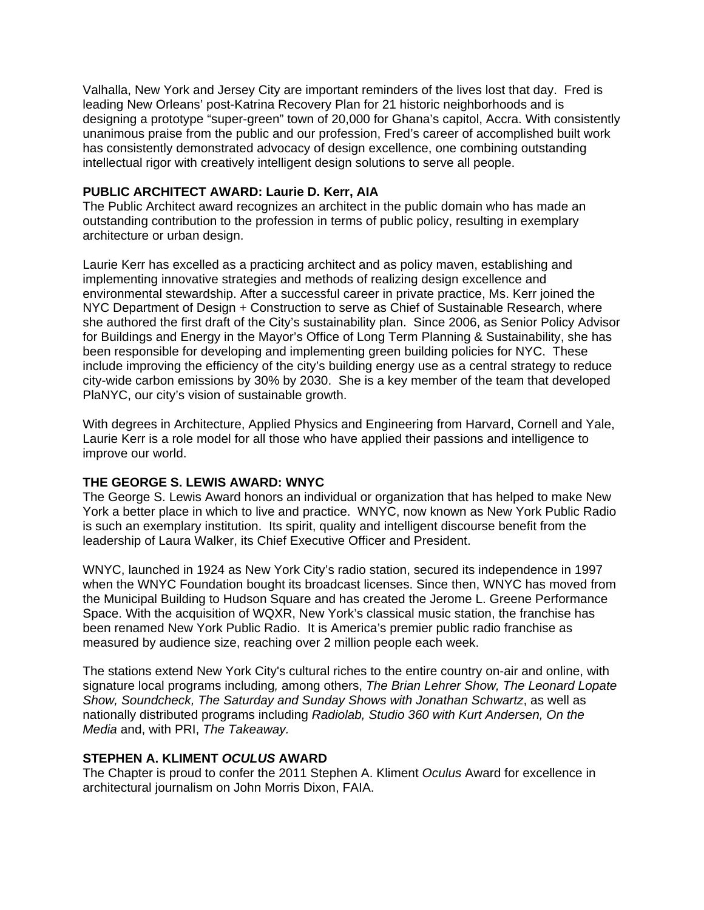Valhalla, New York and Jersey City are important reminders of the lives lost that day. Fred is leading New Orleans' post-Katrina Recovery Plan for 21 historic neighborhoods and is designing a prototype "super-green" town of 20,000 for Ghana's capitol, Accra. With consistently unanimous praise from the public and our profession, Fred's career of accomplished built work has consistently demonstrated advocacy of design excellence, one combining outstanding intellectual rigor with creatively intelligent design solutions to serve all people.

**PUBLIC ARCHITECT AWARD: Laurie D. Kerr, AIA**

The Public Architect award recognizes an architect in the public domain who has made an outstanding contribution to the profession in terms of public policy, resulting in exemplary architecture or urban design.

Laurie Kerr has excelled as a practicing architect and as policy maven, establishing and implementing innovative strategies and methods of realizing design excellence and environmental stewardship. After a successful career in private practice, Ms. Kerr joined the NYC Department of Design + Construction to serve as Chief of Sustainable Research, where she authored the first draft of the City's sustainability plan. Since 2006, as Senior Policy Advisor for Buildings and Energy in the Mayor's Office of Long Term Planning & Sustainability, she has been responsible for developing and implementing green building policies for NYC. These include improving the efficiency of the city's building energy use as a central strategy to reduce city-wide carbon emissions by 30% by 2030. She is a key member of the team that developed PlaNYC, our city's vision of sustainable growth.

With degrees in Architecture, Applied Physics and Engineering from Harvard, Cornell and Yale, Laurie Kerr is a role model for all those who have applied their passions and intelligence to improve our world.

**THE GEORGE S. LEWIS AWARD: WNYC**

The George S. Lewis Award honors an individual or organization that has helped to make New York a better place in which to live and practice. WNYC, now known as New York Public Radio is such an exemplary institution. Its spirit, quality and intelligent discourse benefit from the leadership of Laura Walker, its Chief Executive Officer and President.

WNYC, launched in 1924 as New York City's radio station, secured its independence in 1997 when the WNYC Foundation bought its broadcast licenses. Since then, WNYC has moved from the Municipal Building to Hudson Square and has created the Jerome L. Greene Performance Space. With the acquisition of WQXR, New York's classical music station, the franchise has been renamed New York Public Radio. It is America's premier public radio franchise as measured by audience size, reaching over 2 million people each week.

The stations extend New York City's cultural riches to the entire country on-air and online, with signature local programs including, among others, *The Brian Lehrer Show, The Leonard Lopate Show, Soundcheck, The Saturday and Sunday Shows with Jonathan Schwartz*, as well as nationally distributed programs including *Radiolab, Studio 360 with Kurt Andersen, On the Media* and, with PRI, *The Takeaway.*

**STEPHEN A. KLIMENT *OCULUS* AWARD**

The Chapter is proud to confer the 2011 Stephen A. Kliment *Oculus* Award for excellence in architectural journalism on John Morris Dixon, FAIA.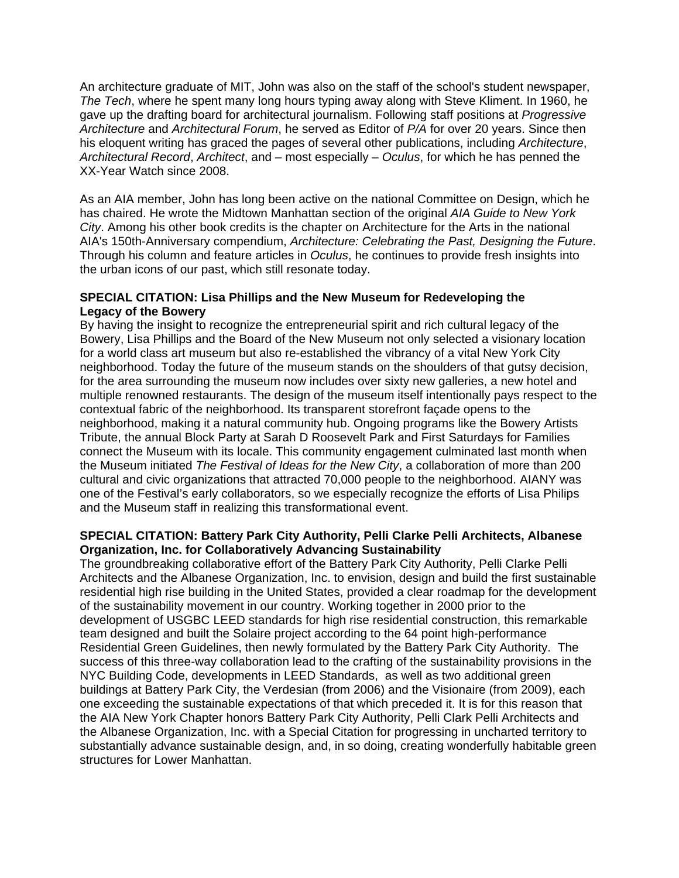An architecture graduate of MIT, John was also on the staff of the school's student newspaper, *The Tech*, where he spent many long hours typing away along with Steve Kliment. In 1960, he gave up the drafting board for architectural journalism. Following staff positions at *Progressive Architecture* and *Architectural Forum*, he served as Editor of *P/A* for over 20 years. Since then his eloquent writing has graced the pages of several other publications, including *Architecture*, *Architectural Record*, *Architect*, and – most especially – *Oculus*, for which he has penned the XX-Year Watch since 2008.

As an AIA member, John has long been active on the national Committee on Design, which he has chaired. He wrote the Midtown Manhattan section of the original *AIA Guide to New York City*. Among his other book credits is the chapter on Architecture for the Arts in the national AIA's 150th-Anniversary compendium, *Architecture: Celebrating the Past, Designing the Future*. Through his column and feature articles in *Oculus*, he continues to provide fresh insights into the urban icons of our past, which still resonate today.

**SPECIAL CITATION: Lisa Phillips and the New Museum for Redeveloping the Legacy of the Bowery**

By having the insight to recognize the entrepreneurial spirit and rich cultural legacy of the Bowery, Lisa Phillips and the Board of the New Museum not only selected a visionary location for a world class art museum but also re-established the vibrancy of a vital New York City neighborhood. Today the future of the museum stands on the shoulders of that gutsy decision, for the area surrounding the museum now includes over sixty new galleries, a new hotel and multiple renowned restaurants. The design of the museum itself intentionally pays respect to the contextual fabric of the neighborhood. Its transparent storefront façade opens to the neighborhood, making it a natural community hub. Ongoing programs like the Bowery Artists Tribute, the annual Block Party at Sarah D Roosevelt Park and First Saturdays for Families connect the Museum with its locale. This community engagement culminated last month when the Museum initiated *The Festival of Ideas for the New City*, a collaboration of more than 200 cultural and civic organizations that attracted 70,000 people to the neighborhood. AIANY was one of the Festival's early collaborators, so we especially recognize the efforts of Lisa Philips and the Museum staff in realizing this transformational event.

**SPECIAL CITATION: Battery Park City Authority, Pelli Clarke Pelli Architects, Albanese Organization, Inc. for Collaboratively Advancing Sustainability**

The groundbreaking collaborative effort of the Battery Park City Authority, Pelli Clarke Pelli Architects and the Albanese Organization, Inc. to envision, design and build the first sustainable residential high rise building in the United States, provided a clear roadmap for the development of the sustainability movement in our country. Working together in 2000 prior to the development of USGBC LEED standards for high rise residential construction, this remarkable team designed and built the Solaire project according to the 64 point high-performance Residential Green Guidelines, then newly formulated by the Battery Park City Authority. The success of this three-way collaboration lead to the crafting of the sustainability provisions in the NYC Building Code, developments in LEED Standards, as well as two additional green buildings at Battery Park City, the Verdesian (from 2006) and the Visionaire (from 2009), each one exceeding the sustainable expectations of that which preceded it. It is for this reason that the AIA New York Chapter honors Battery Park City Authority, Pelli Clark Pelli Architects and the Albanese Organization, Inc. with a Special Citation for progressing in uncharted territory to substantially advance sustainable design, and, in so doing, creating wonderfully habitable green structures for Lower Manhattan.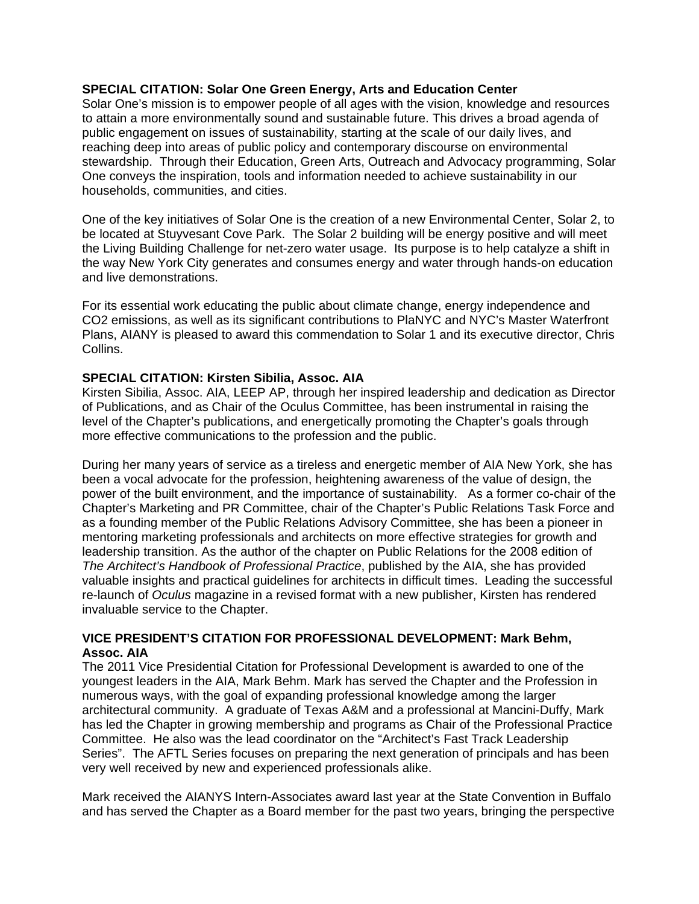**SPECIAL CITATION: Solar One Green Energy, Arts and Education Center**
Solar One's mission is to empower people of all ages with the vision, knowledge and resources to attain a more environmentally sound and sustainable future. This drives a broad agenda of public engagement on issues of sustainability, starting at the scale of our daily lives, and reaching deep into areas of public policy and contemporary discourse on environmental stewardship. Through their Education, Green Arts, Outreach and Advocacy programming, Solar One conveys the inspiration, tools and information needed to achieve sustainability in our households, communities, and cities.

One of the key initiatives of Solar One is the creation of a new Environmental Center, Solar 2, to be located at Stuyvesant Cove Park. The Solar 2 building will be energy positive and will meet the Living Building Challenge for net-zero water usage. Its purpose is to help catalyze a shift in the way New York City generates and consumes energy and water through hands-on education and live demonstrations.

For its essential work educating the public about climate change, energy independence and $CO_2$ emissions, as well as its significant contributions to PlaNYC and NYC's Master Waterfront Plans, AIANY is pleased to award this commendation to Solar 1 and its executive director, Chris Collins.

**SPECIAL CITATION: Kirsten Sibilia, Assoc. AIA**
Kirsten Sibilia, Assoc. AIA, LEEP AP, through her inspired leadership and dedication as Director of Publications, and as Chair of the Oculus Committee, has been instrumental in raising the level of the Chapter's publications, and energetically promoting the Chapter's goals through more effective communications to the profession and the public.

During her many years of service as a tireless and energetic member of AIA New York, she has been a vocal advocate for the profession, heightening awareness of the value of design, the power of the built environment, and the importance of sustainability. As a former co-chair of the Chapter's Marketing and PR Committee, chair of the Chapter's Public Relations Task Force and as a founding member of the Public Relations Advisory Committee, she has been a pioneer in mentoring marketing professionals and architects on more effective strategies for growth and leadership transition. As the author of the chapter on Public Relations for the 2008 edition of *The Architect's Handbook of Professional Practice*, published by the AIA, she has provided valuable insights and practical guidelines for architects in difficult times. Leading the successful re-launch of *Oculus* magazine in a revised format with a new publisher, Kirsten has rendered invaluable service to the Chapter.

**VICE PRESIDENT'S CITATION FOR PROFESSIONAL DEVELOPMENT: Mark Behm, Assoc. AIA**
The 2011 Vice Presidential Citation for Professional Development is awarded to one of the youngest leaders in the AIA, Mark Behm. Mark has served the Chapter and the Profession in numerous ways, with the goal of expanding professional knowledge among the larger architectural community. A graduate of Texas A&M and a professional at Mancini-Duffy, Mark has led the Chapter in growing membership and programs as Chair of the Professional Practice Committee. He also was the lead coordinator on the "Architect's Fast Track Leadership Series". The AFTL Series focuses on preparing the next generation of principals and has been very well received by new and experienced professionals alike.

Mark received the AIANYS Intern-Associates award last year at the State Convention in Buffalo and has served the Chapter as a Board member for the past two years, bringing the perspective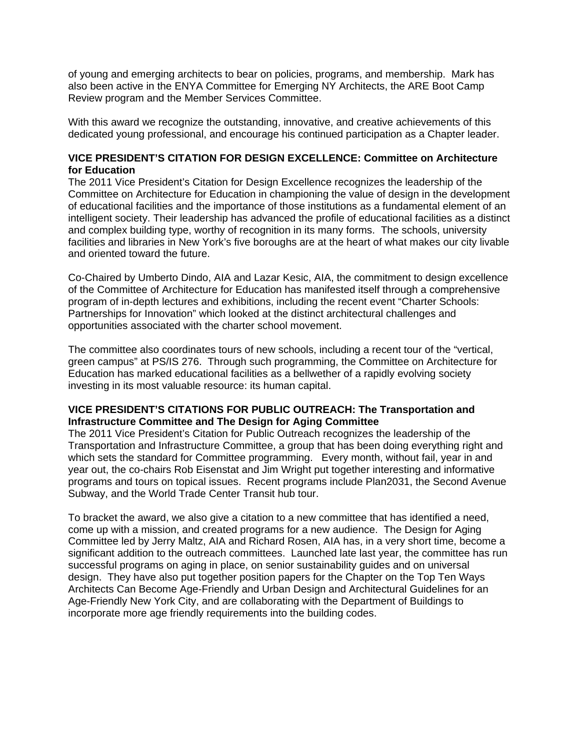of young and emerging architects to bear on policies, programs, and membership.  Mark has also been active in the ENYA Committee for Emerging NY Architects, the ARE Boot Camp Review program and the Member Services Committee.

With this award we recognize the outstanding, innovative, and creative achievements of this dedicated young professional, and encourage his continued participation as a Chapter leader.

**VICE PRESIDENT'S CITATION FOR DESIGN EXCELLENCE: Committee on Architecture for Education**

The 2011 Vice President's Citation for Design Excellence recognizes the leadership of the Committee on Architecture for Education in championing the value of design in the development of educational facilities and the importance of those institutions as a fundamental element of an intelligent society. Their leadership has advanced the profile of educational facilities as a distinct and complex building type, worthy of recognition in its many forms.  The schools, university facilities and libraries in New York's five boroughs are at the heart of what makes our city livable and oriented toward the future.

Co-Chaired by Umberto Dindo, AIA and Lazar Kesic, AIA, the commitment to design excellence of the Committee of Architecture for Education has manifested itself through a comprehensive program of in-depth lectures and exhibitions, including the recent event "Charter Schools: Partnerships for Innovation" which looked at the distinct architectural challenges and opportunities associated with the charter school movement.

The committee also coordinates tours of new schools, including a recent tour of the "vertical, green campus" at PS/IS 276.  Through such programming, the Committee on Architecture for Education has marked educational facilities as a bellwether of a rapidly evolving society investing in its most valuable resource: its human capital.

**VICE PRESIDENT'S CITATIONS FOR PUBLIC OUTREACH: The Transportation and Infrastructure Committee and The Design for Aging Committee**

The 2011 Vice President's Citation for Public Outreach recognizes the leadership of the Transportation and Infrastructure Committee, a group that has been doing everything right and which sets the standard for Committee programming.   Every month, without fail, year in and year out, the co-chairs Rob Eisenstat and Jim Wright put together interesting and informative programs and tours on topical issues.  Recent programs include Plan2031, the Second Avenue Subway, and the World Trade Center Transit hub tour.

To bracket the award, we also give a citation to a new committee that has identified a need, come up with a mission, and created programs for a new audience.  The Design for Aging Committee led by Jerry Maltz, AIA and Richard Rosen, AIA has, in a very short time, become a significant addition to the outreach committees.  Launched late last year, the committee has run successful programs on aging in place, on senior sustainability guides and on universal design.  They have also put together position papers for the Chapter on the Top Ten Ways Architects Can Become Age-Friendly and Urban Design and Architectural Guidelines for an Age-Friendly New York City, and are collaborating with the Department of Buildings to incorporate more age friendly requirements into the building codes.